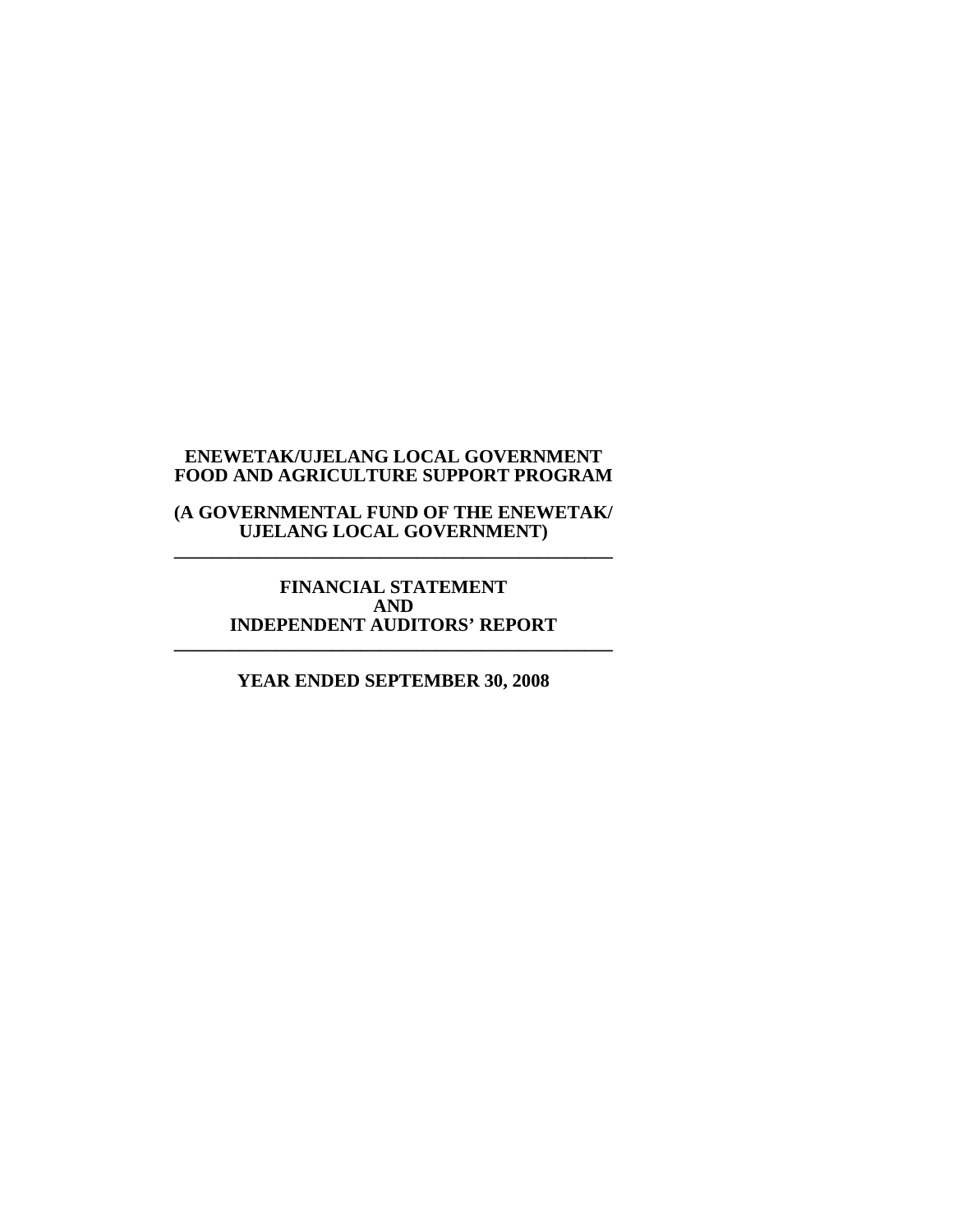# ENEWETAK/UJELANG LOCAL GOVERNMENT FOOD AND AGRICULTURE SUPPORT PROGRAM

**(A GOVERNMENTAL FUND OF THE ENEWETAK/ UJELANG LOCAL GOVERNMENT)**

---

## FINANCIAL STATEMENT AND INDEPENDENT AUDITORS' REPORT

---

**YEAR ENDED SEPTEMBER 30, 2008**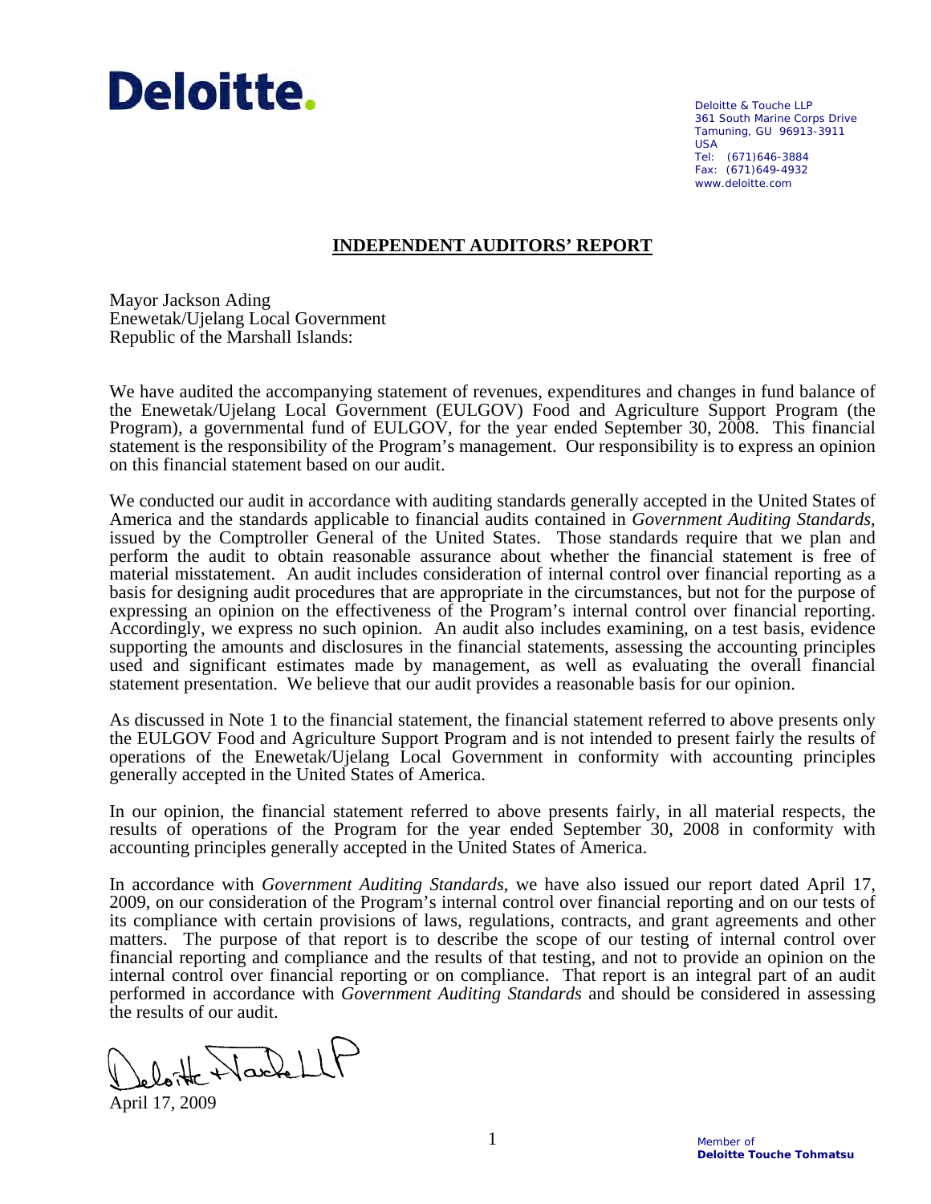Deloitte.

Deloitte & Touche LLP
361 South Marine Corps Drive
Tamuning, GU 96913-3911
USA
Tel: (671)646-3884
Fax: (671)649-4932
www.deloitte.com

## INDEPENDENT AUDITORS' REPORT

Mayor Jackson Ading
Enewetak/Ujelang Local Government
Republic of the Marshall Islands:

We have audited the accompanying statement of revenues, expenditures and changes in fund balance of the Enewetak/Ujelang Local Government (EULGOV) Food and Agriculture Support Program (the Program), a governmental fund of EULGOV, for the year ended September 30, 2008. This financial statement is the responsibility of the Program's management. Our responsibility is to express an opinion on this financial statement based on our audit.

We conducted our audit in accordance with auditing standards generally accepted in the United States of America and the standards applicable to financial audits contained in *Government Auditing Standards*, issued by the Comptroller General of the United States. Those standards require that we plan and perform the audit to obtain reasonable assurance about whether the financial statement is free of material misstatement. An audit includes consideration of internal control over financial reporting as a basis for designing audit procedures that are appropriate in the circumstances, but not for the purpose of expressing an opinion on the effectiveness of the Program's internal control over financial reporting. Accordingly, we express no such opinion. An audit also includes examining, on a test basis, evidence supporting the amounts and disclosures in the financial statements, assessing the accounting principles used and significant estimates made by management, as well as evaluating the overall financial statement presentation. We believe that our audit provides a reasonable basis for our opinion.

As discussed in Note 1 to the financial statement, the financial statement referred to above presents only the EULGOV Food and Agriculture Support Program and is not intended to present fairly the results of operations of the Enewetak/Ujelang Local Government in conformity with accounting principles generally accepted in the United States of America.

In our opinion, the financial statement referred to above presents fairly, in all material respects, the results of operations of the Program for the year ended September 30, 2008 in conformity with accounting principles generally accepted in the United States of America.

In accordance with *Government Auditing Standards*, we have also issued our report dated April 17, 2009, on our consideration of the Program's internal control over financial reporting and on our tests of its compliance with certain provisions of laws, regulations, contracts, and grant agreements and other matters. The purpose of that report is to describe the scope of our testing of internal control over financial reporting and compliance and the results of that testing, and not to provide an opinion on the internal control over financial reporting or on compliance. That report is an integral part of an audit performed in accordance with *Government Auditing Standards* and should be considered in assessing the results of our audit.

Deloitte & Touche LLP

April 17, 2009

Member of
**Deloitte Touche Tohmatsu**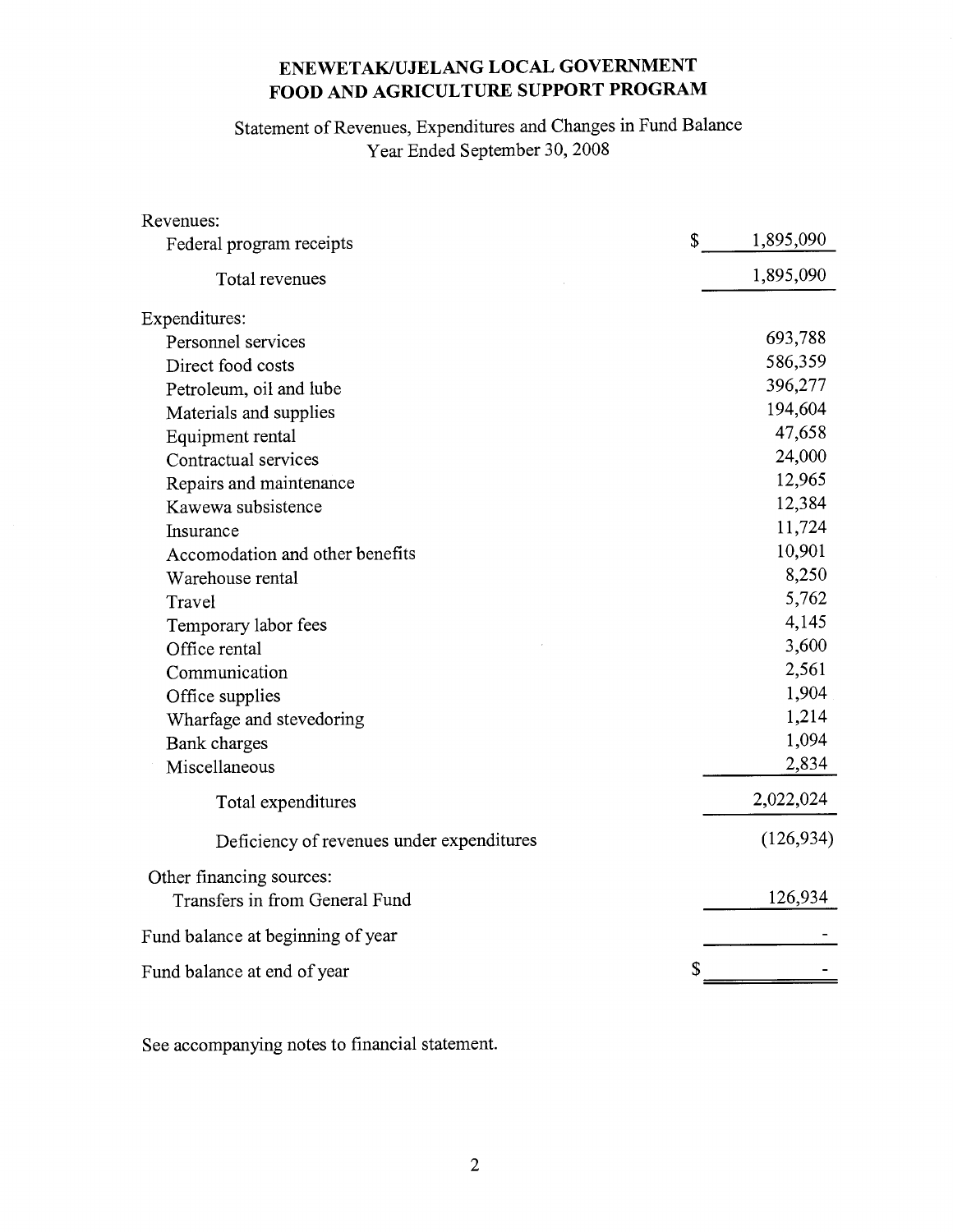# ENEWETAK/UJELANG LOCAL GOVERNMENT
# FOOD AND AGRICULTURE SUPPORT PROGRAM

## Statement of Revenues, Expenditures and Changes in Fund Balance
## Year Ended September 30, 2008

| | |
|---|---|
| Revenues: | |
| Federal program receipts | $ 1,895,090 |
| Total revenues | 1,895,090 |
| Expenditures: | |
| Personnel services | 693,788 |
| Direct food costs | 586,359 |
| Petroleum, oil and lube | 396,277 |
| Materials and supplies | 194,604 |
| Equipment rental | 47,658 |
| Contractual services | 24,000 |
| Repairs and maintenance | 12,965 |
| Kawewa subsistence | 12,384 |
| Insurance | 11,724 |
| Accomodation and other benefits | 10,901 |
| Warehouse rental | 8,250 |
| Travel | 5,762 |
| Temporary labor fees | 4,145 |
| Office rental | 3,600 |
| Communication | 2,561 |
| Office supplies | 1,904 |
| Wharfage and stevedoring | 1,214 |
| Bank charges | 1,094 |
| Miscellaneous | 2,834 |
| Total expenditures | 2,022,024 |
| Deficiency of revenues under expenditures | (126,934) |
| Other financing sources: | |
| Transfers in from General Fund | 126,934 |
| Fund balance at beginning of year | - |
| Fund balance at end of year | $ - |

See accompanying notes to financial statement.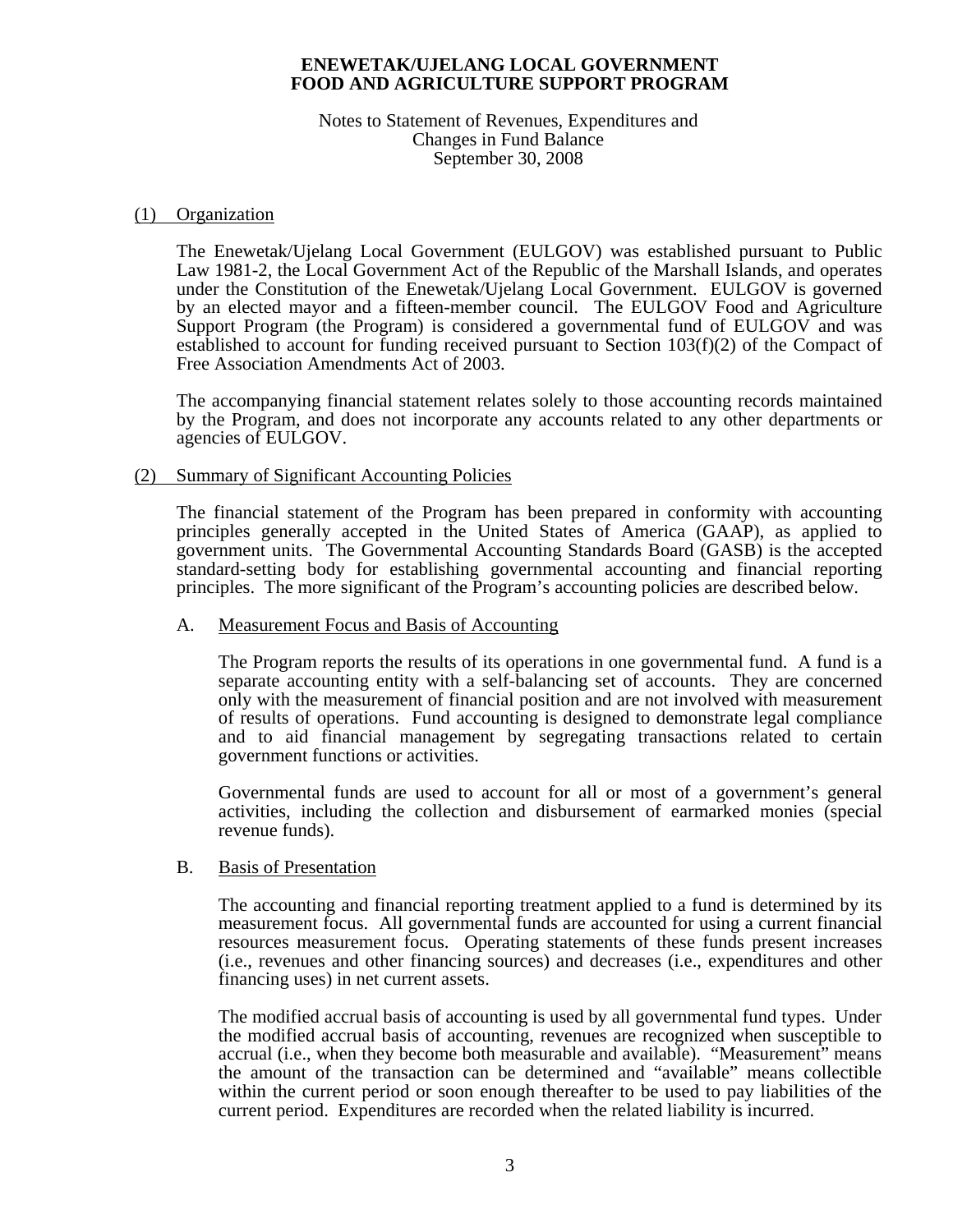**ENEWETAK/UJELANG LOCAL GOVERNMENT**
**FOOD AND AGRICULTURE SUPPORT PROGRAM**

Notes to Statement of Revenues, Expenditures and Changes in Fund Balance
September 30, 2008

## (1) Organization

The Enewetak/Ujelang Local Government (EULGOV) was established pursuant to Public Law 1981-2, the Local Government Act of the Republic of the Marshall Islands, and operates under the Constitution of the Enewetak/Ujelang Local Government. EULGOV is governed by an elected mayor and a fifteen-member council. The EULGOV Food and Agriculture Support Program (the Program) is considered a governmental fund of EULGOV and was established to account for funding received pursuant to Section 103(f)(2) of the Compact of Free Association Amendments Act of 2003.

The accompanying financial statement relates solely to those accounting records maintained by the Program, and does not incorporate any accounts related to any other departments or agencies of EULGOV.

## (2) Summary of Significant Accounting Policies

The financial statement of the Program has been prepared in conformity with accounting principles generally accepted in the United States of America (GAAP), as applied to government units. The Governmental Accounting Standards Board (GASB) is the accepted standard-setting body for establishing governmental accounting and financial reporting principles. The more significant of the Program's accounting policies are described below.

### A. Measurement Focus and Basis of Accounting

The Program reports the results of its operations in one governmental fund. A fund is a separate accounting entity with a self-balancing set of accounts. They are concerned only with the measurement of financial position and are not involved with measurement of results of operations. Fund accounting is designed to demonstrate legal compliance and to aid financial management by segregating transactions related to certain government functions or activities.

Governmental funds are used to account for all or most of a government's general activities, including the collection and disbursement of earmarked monies (special revenue funds).

### B. Basis of Presentation

The accounting and financial reporting treatment applied to a fund is determined by its measurement focus. All governmental funds are accounted for using a current financial resources measurement focus. Operating statements of these funds present increases (i.e., revenues and other financing sources) and decreases (i.e., expenditures and other financing uses) in net current assets.

The modified accrual basis of accounting is used by all governmental fund types. Under the modified accrual basis of accounting, revenues are recognized when susceptible to accrual (i.e., when they become both measurable and available). "Measurement" means the amount of the transaction can be determined and "available" means collectible within the current period or soon enough thereafter to be used to pay liabilities of the current period. Expenditures are recorded when the related liability is incurred.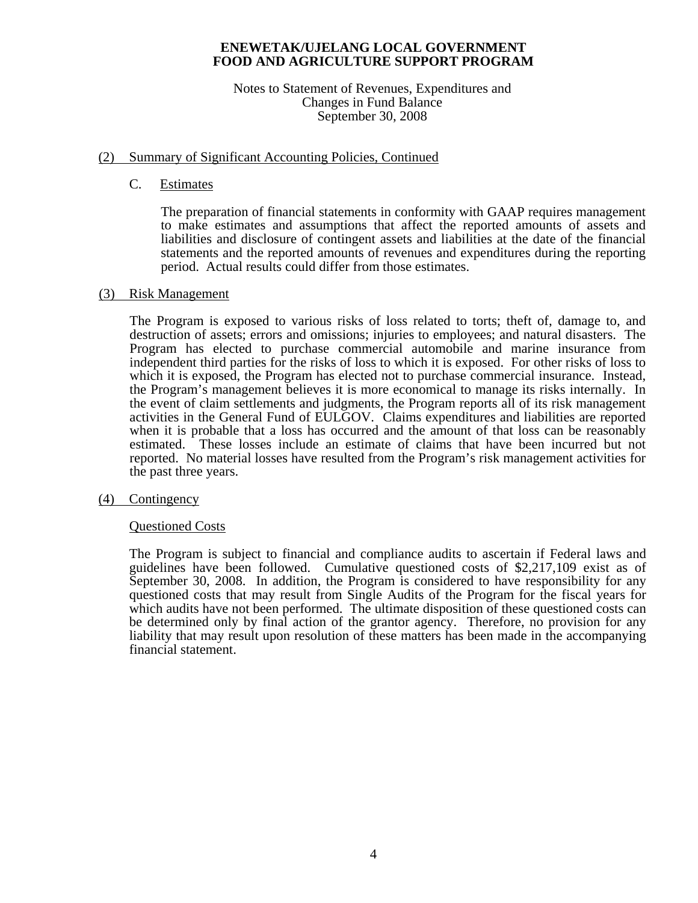# ENEWETAK/UJELANG LOCAL GOVERNMENT
# FOOD AND AGRICULTURE SUPPORT PROGRAM

Notes to Statement of Revenues, Expenditures and Changes in Fund Balance
September 30, 2008

## (2) Summary of Significant Accounting Policies, Continued

### C. Estimates

The preparation of financial statements in conformity with GAAP requires management to make estimates and assumptions that affect the reported amounts of assets and liabilities and disclosure of contingent assets and liabilities at the date of the financial statements and the reported amounts of revenues and expenditures during the reporting period. Actual results could differ from those estimates.

## (3) Risk Management

The Program is exposed to various risks of loss related to torts; theft of, damage to, and destruction of assets; errors and omissions; injuries to employees; and natural disasters. The Program has elected to purchase commercial automobile and marine insurance from independent third parties for the risks of loss to which it is exposed. For other risks of loss to which it is exposed, the Program has elected not to purchase commercial insurance. Instead, the Program's management believes it is more economical to manage its risks internally. In the event of claim settlements and judgments, the Program reports all of its risk management activities in the General Fund of EULGOV. Claims expenditures and liabilities are reported when it is probable that a loss has occurred and the amount of that loss can be reasonably estimated. These losses include an estimate of claims that have been incurred but not reported. No material losses have resulted from the Program's risk management activities for the past three years.

## (4) Contingency

### Questioned Costs

The Program is subject to financial and compliance audits to ascertain if Federal laws and guidelines have been followed. Cumulative questioned costs of $2,217,109 exist as of September 30, 2008. In addition, the Program is considered to have responsibility for any questioned costs that may result from Single Audits of the Program for the fiscal years for which audits have not been performed. The ultimate disposition of these questioned costs can be determined only by final action of the grantor agency. Therefore, no provision for any liability that may result upon resolution of these matters has been made in the accompanying financial statement.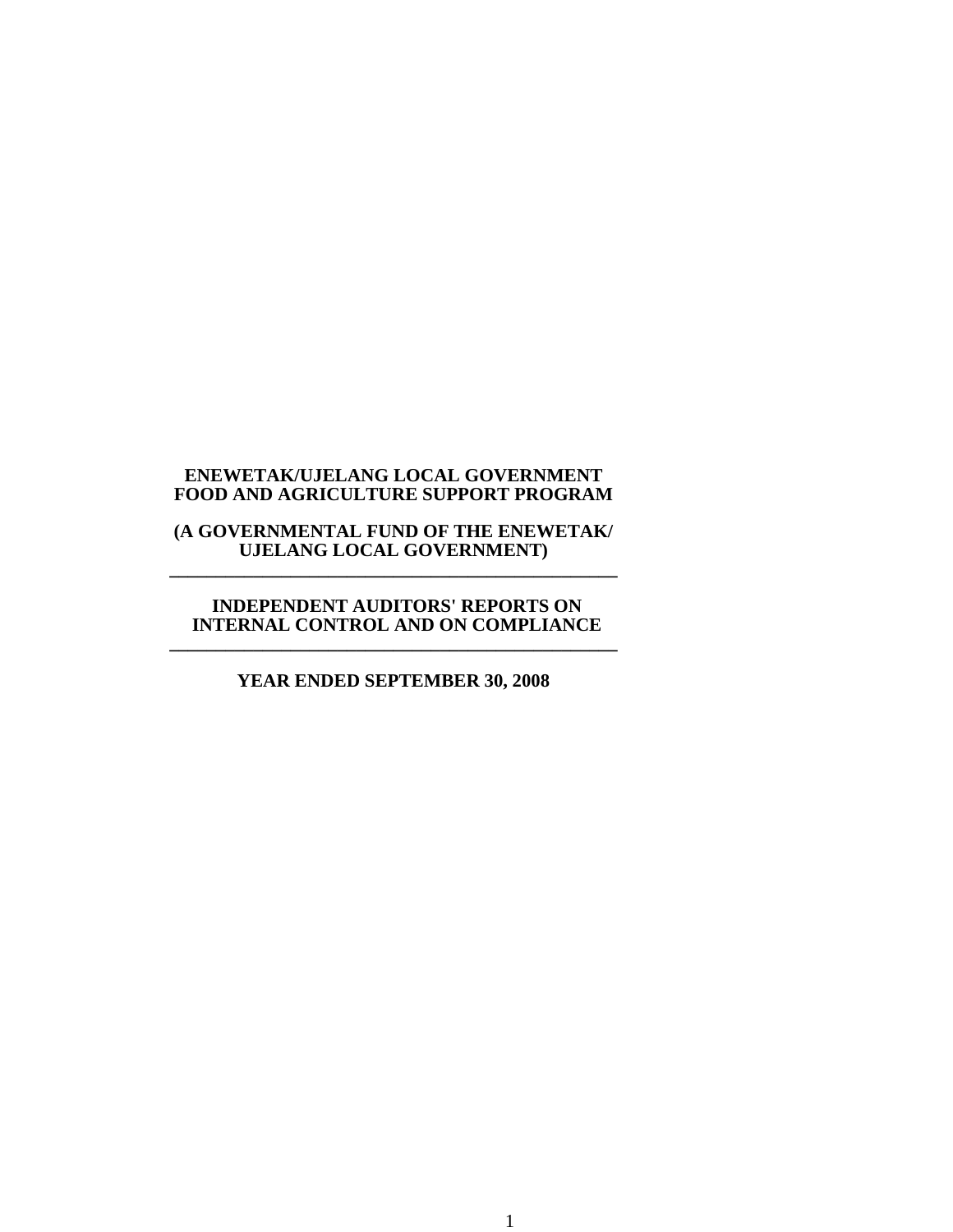**ENEWETAK/UJELANG LOCAL GOVERNMENT**
**FOOD AND AGRICULTURE SUPPORT PROGRAM**

**(A GOVERNMENTAL FUND OF THE ENEWETAK/**
**UJELANG LOCAL GOVERNMENT)**

---

**INDEPENDENT AUDITORS' REPORTS ON**
**INTERNAL CONTROL AND ON COMPLIANCE**

---

**YEAR ENDED SEPTEMBER 30, 2008**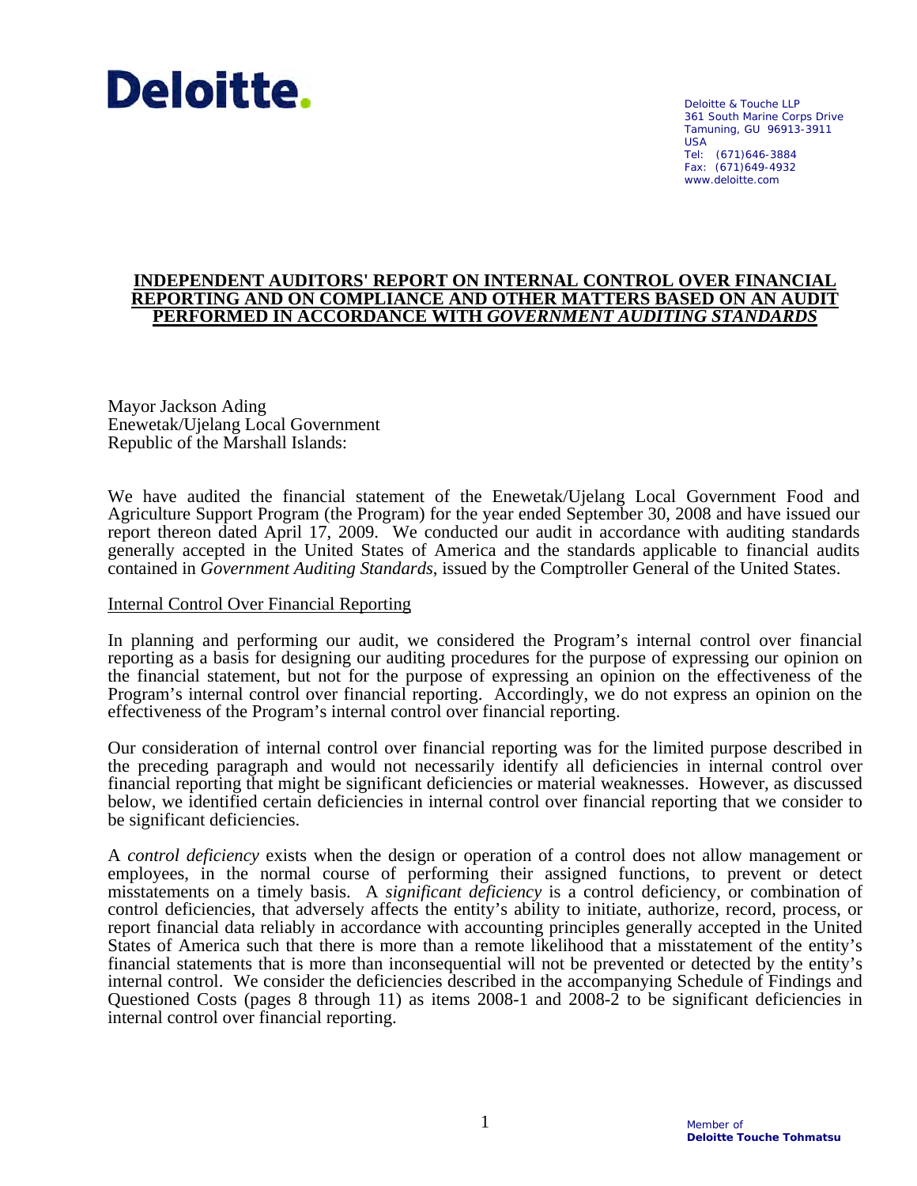Deloitte.

Deloitte & Touche LLP
361 South Marine Corps Drive
Tamuning, GU 96913-3911
USA
Tel: (671)646-3884
Fax: (671)649-4932
www.deloitte.com

## INDEPENDENT AUDITORS' REPORT ON INTERNAL CONTROL OVER FINANCIAL REPORTING AND ON COMPLIANCE AND OTHER MATTERS BASED ON AN AUDIT PERFORMED IN ACCORDANCE WITH *GOVERNMENT AUDITING STANDARDS*

Mayor Jackson Ading
Enewetak/Ujelang Local Government
Republic of the Marshall Islands:

We have audited the financial statement of the Enewetak/Ujelang Local Government Food and Agriculture Support Program (the Program) for the year ended September 30, 2008 and have issued our report thereon dated April 17, 2009. We conducted our audit in accordance with auditing standards generally accepted in the United States of America and the standards applicable to financial audits contained in *Government Auditing Standards*, issued by the Comptroller General of the United States.

Internal Control Over Financial Reporting

In planning and performing our audit, we considered the Program's internal control over financial reporting as a basis for designing our auditing procedures for the purpose of expressing our opinion on the financial statement, but not for the purpose of expressing an opinion on the effectiveness of the Program's internal control over financial reporting. Accordingly, we do not express an opinion on the effectiveness of the Program's internal control over financial reporting.

Our consideration of internal control over financial reporting was for the limited purpose described in the preceding paragraph and would not necessarily identify all deficiencies in internal control over financial reporting that might be significant deficiencies or material weaknesses. However, as discussed below, we identified certain deficiencies in internal control over financial reporting that we consider to be significant deficiencies.

A *control deficiency* exists when the design or operation of a control does not allow management or employees, in the normal course of performing their assigned functions, to prevent or detect misstatements on a timely basis. A *significant deficiency* is a control deficiency, or combination of control deficiencies, that adversely affects the entity's ability to initiate, authorize, record, process, or report financial data reliably in accordance with accounting principles generally accepted in the United States of America such that there is more than a remote likelihood that a misstatement of the entity's financial statements that is more than inconsequential will not be prevented or detected by the entity's internal control. We consider the deficiencies described in the accompanying Schedule of Findings and Questioned Costs (pages 8 through 11) as items 2008-1 and 2008-2 to be significant deficiencies in internal control over financial reporting.

Member of
**Deloitte Touche Tohmatsu**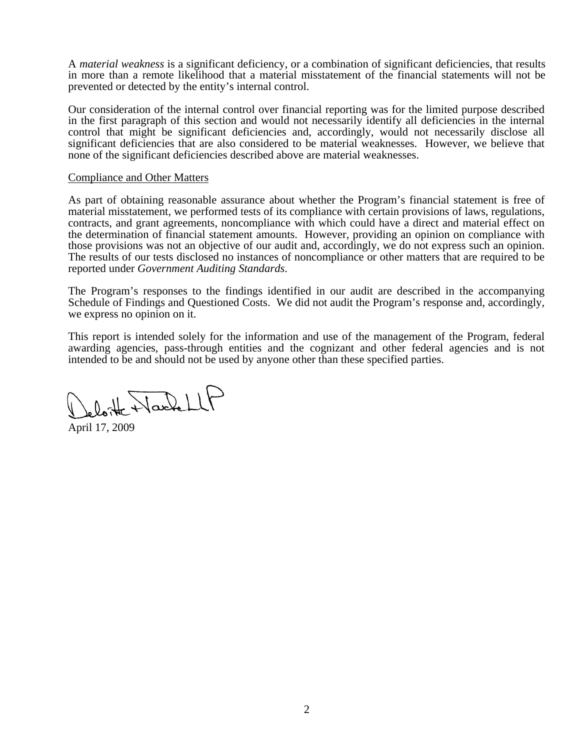A *material weakness* is a significant deficiency, or a combination of significant deficiencies, that results in more than a remote likelihood that a material misstatement of the financial statements will not be prevented or detected by the entity's internal control.

Our consideration of the internal control over financial reporting was for the limited purpose described in the first paragraph of this section and would not necessarily identify all deficiencies in the internal control that might be significant deficiencies and, accordingly, would not necessarily disclose all significant deficiencies that are also considered to be material weaknesses. However, we believe that none of the significant deficiencies described above are material weaknesses.

Compliance and Other Matters

As part of obtaining reasonable assurance about whether the Program's financial statement is free of material misstatement, we performed tests of its compliance with certain provisions of laws, regulations, contracts, and grant agreements, noncompliance with which could have a direct and material effect on the determination of financial statement amounts. However, providing an opinion on compliance with those provisions was not an objective of our audit and, accordingly, we do not express such an opinion. The results of our tests disclosed no instances of noncompliance or other matters that are required to be reported under *Government Auditing Standards*.

The Program's responses to the findings identified in our audit are described in the accompanying Schedule of Findings and Questioned Costs. We did not audit the Program's response and, accordingly, we express no opinion on it.

This report is intended solely for the information and use of the management of the Program, federal awarding agencies, pass-through entities and the cognizant and other federal agencies and is not intended to be and should not be used by anyone other than these specified parties.

Deloitte & Touche LLP

April 17, 2009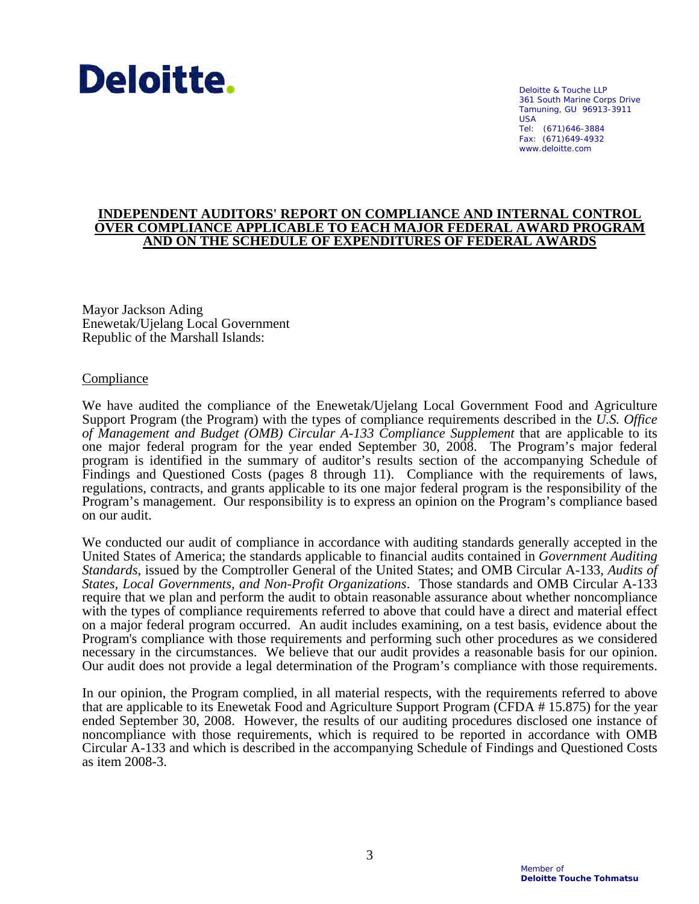Deloitte.

Deloitte & Touche LLP
361 South Marine Corps Drive
Tamuning, GU 96913-3911
USA
Tel: (671)646-3884
Fax: (671)649-4932
www.deloitte.com

## INDEPENDENT AUDITORS' REPORT ON COMPLIANCE AND INTERNAL CONTROL OVER COMPLIANCE APPLICABLE TO EACH MAJOR FEDERAL AWARD PROGRAM AND ON THE SCHEDULE OF EXPENDITURES OF FEDERAL AWARDS

Mayor Jackson Ading
Enewetak/Ujelang Local Government
Republic of the Marshall Islands:

Compliance

We have audited the compliance of the Enewetak/Ujelang Local Government Food and Agriculture Support Program (the Program) with the types of compliance requirements described in the *U.S. Office of Management and Budget (OMB) Circular A-133 Compliance Supplement* that are applicable to its one major federal program for the year ended September 30, 2008. The Program's major federal program is identified in the summary of auditor's results section of the accompanying Schedule of Findings and Questioned Costs (pages 8 through 11). Compliance with the requirements of laws, regulations, contracts, and grants applicable to its one major federal program is the responsibility of the Program's management. Our responsibility is to express an opinion on the Program's compliance based on our audit.

We conducted our audit of compliance in accordance with auditing standards generally accepted in the United States of America; the standards applicable to financial audits contained in *Government Auditing Standards*, issued by the Comptroller General of the United States; and OMB Circular A-133, *Audits of States, Local Governments, and Non-Profit Organizations*. Those standards and OMB Circular A-133 require that we plan and perform the audit to obtain reasonable assurance about whether noncompliance with the types of compliance requirements referred to above that could have a direct and material effect on a major federal program occurred. An audit includes examining, on a test basis, evidence about the Program's compliance with those requirements and performing such other procedures as we considered necessary in the circumstances. We believe that our audit provides a reasonable basis for our opinion. Our audit does not provide a legal determination of the Program's compliance with those requirements.

In our opinion, the Program complied, in all material respects, with the requirements referred to above that are applicable to its Enewetak Food and Agriculture Support Program (CFDA # 15.875) for the year ended September 30, 2008. However, the results of our auditing procedures disclosed one instance of noncompliance with those requirements, which is required to be reported in accordance with OMB Circular A-133 and which is described in the accompanying Schedule of Findings and Questioned Costs as item 2008-3.

Member of
**Deloitte Touche Tohmatsu**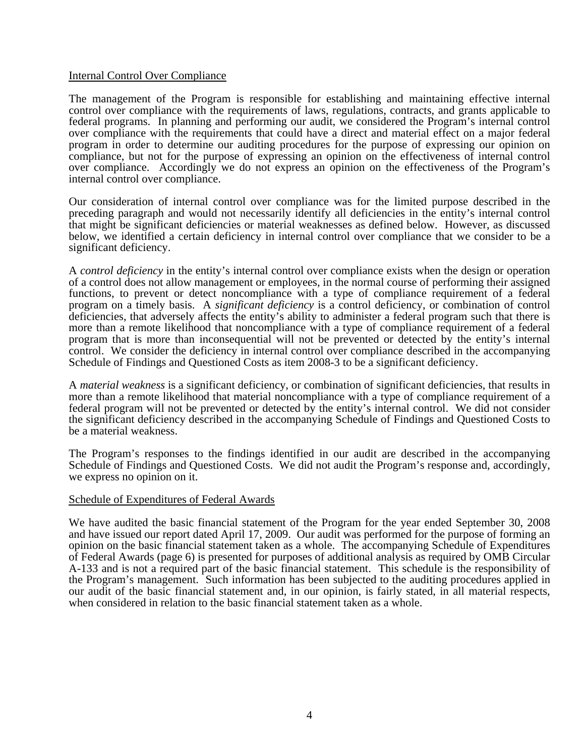## Internal Control Over Compliance

The management of the Program is responsible for establishing and maintaining effective internal control over compliance with the requirements of laws, regulations, contracts, and grants applicable to federal programs. In planning and performing our audit, we considered the Program's internal control over compliance with the requirements that could have a direct and material effect on a major federal program in order to determine our auditing procedures for the purpose of expressing our opinion on compliance, but not for the purpose of expressing an opinion on the effectiveness of internal control over compliance. Accordingly we do not express an opinion on the effectiveness of the Program's internal control over compliance.

Our consideration of internal control over compliance was for the limited purpose described in the preceding paragraph and would not necessarily identify all deficiencies in the entity's internal control that might be significant deficiencies or material weaknesses as defined below. However, as discussed below, we identified a certain deficiency in internal control over compliance that we consider to be a significant deficiency.

A *control deficiency* in the entity's internal control over compliance exists when the design or operation of a control does not allow management or employees, in the normal course of performing their assigned functions, to prevent or detect noncompliance with a type of compliance requirement of a federal program on a timely basis. A *significant deficiency* is a control deficiency, or combination of control deficiencies, that adversely affects the entity's ability to administer a federal program such that there is more than a remote likelihood that noncompliance with a type of compliance requirement of a federal program that is more than inconsequential will not be prevented or detected by the entity's internal control. We consider the deficiency in internal control over compliance described in the accompanying Schedule of Findings and Questioned Costs as item 2008-3 to be a significant deficiency.

A *material weakness* is a significant deficiency, or combination of significant deficiencies, that results in more than a remote likelihood that material noncompliance with a type of compliance requirement of a federal program will not be prevented or detected by the entity's internal control. We did not consider the significant deficiency described in the accompanying Schedule of Findings and Questioned Costs to be a material weakness.

The Program's responses to the findings identified in our audit are described in the accompanying Schedule of Findings and Questioned Costs. We did not audit the Program's response and, accordingly, we express no opinion on it.

## Schedule of Expenditures of Federal Awards

We have audited the basic financial statement of the Program for the year ended September 30, 2008 and have issued our report dated April 17, 2009. Our audit was performed for the purpose of forming an opinion on the basic financial statement taken as a whole. The accompanying Schedule of Expenditures of Federal Awards (page 6) is presented for purposes of additional analysis as required by OMB Circular A-133 and is not a required part of the basic financial statement. This schedule is the responsibility of the Program's management. Such information has been subjected to the auditing procedures applied in our audit of the basic financial statement and, in our opinion, is fairly stated, in all material respects, when considered in relation to the basic financial statement taken as a whole.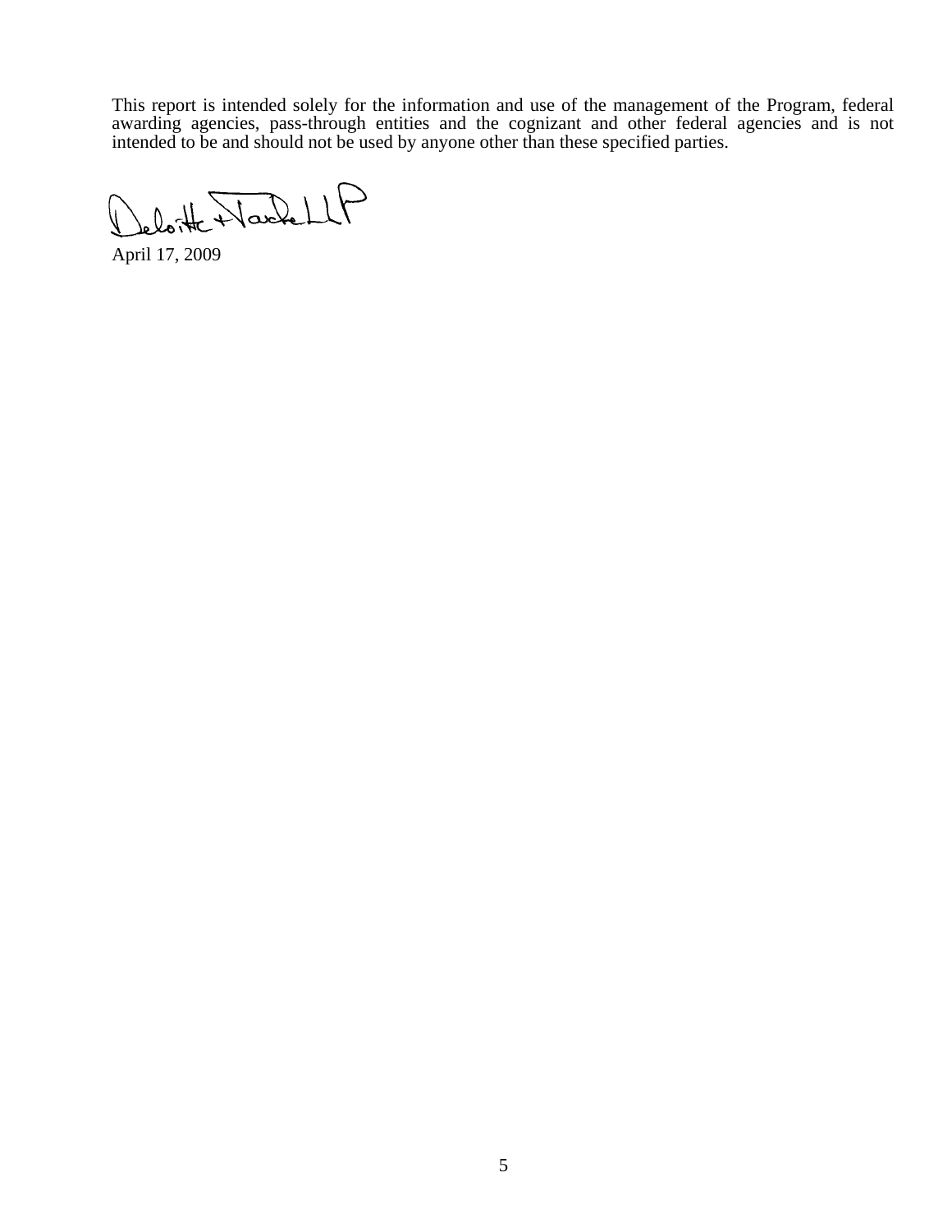This report is intended solely for the information and use of the management of the Program, federal awarding agencies, pass-through entities and the cognizant and other federal agencies and is not intended to be and should not be used by anyone other than these specified parties.

Deloitte & Touche LLP

April 17, 2009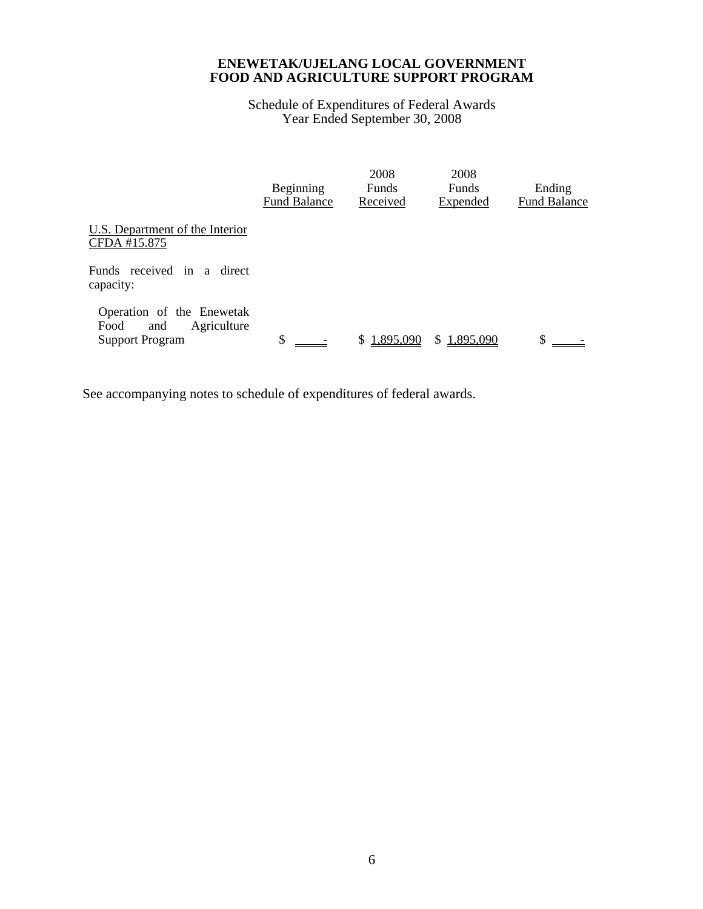# ENEWETAK/UJELANG LOCAL GOVERNMENT
# FOOD AND AGRICULTURE SUPPORT PROGRAM

Schedule of Expenditures of Federal Awards
Year Ended September 30, 2008

| | Beginning Fund Balance | 2008 Funds Received | 2008 Funds Expended | Ending Fund Balance |
|---|---|---|---|---|
| U.S. Department of the Interior CFDA #15.875 | | | | |
| Funds received in a direct capacity: | | | | |
| Operation of the Enewetak Food and Agriculture Support Program | $ - | $ 1,895,090 | $ 1,895,090 | $ - |

See accompanying notes to schedule of expenditures of federal awards.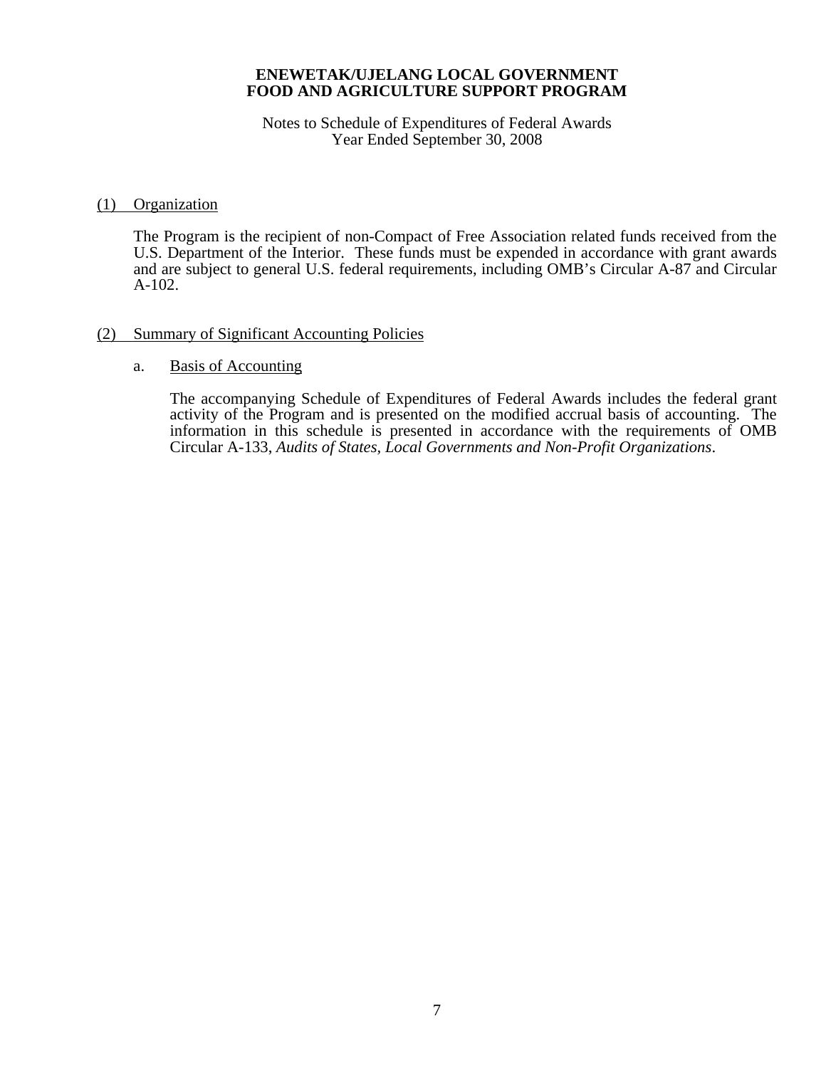**ENEWETAK/UJELANG LOCAL GOVERNMENT**
**FOOD AND AGRICULTURE SUPPORT PROGRAM**

Notes to Schedule of Expenditures of Federal Awards
Year Ended September 30, 2008

## (1) Organization

The Program is the recipient of non-Compact of Free Association related funds received from the U.S. Department of the Interior. These funds must be expended in accordance with grant awards and are subject to general U.S. federal requirements, including OMB's Circular A-87 and Circular A-102.

## (2) Summary of Significant Accounting Policies

### a. Basis of Accounting

The accompanying Schedule of Expenditures of Federal Awards includes the federal grant activity of the Program and is presented on the modified accrual basis of accounting. The information in this schedule is presented in accordance with the requirements of OMB Circular A-133, *Audits of States, Local Governments and Non-Profit Organizations*.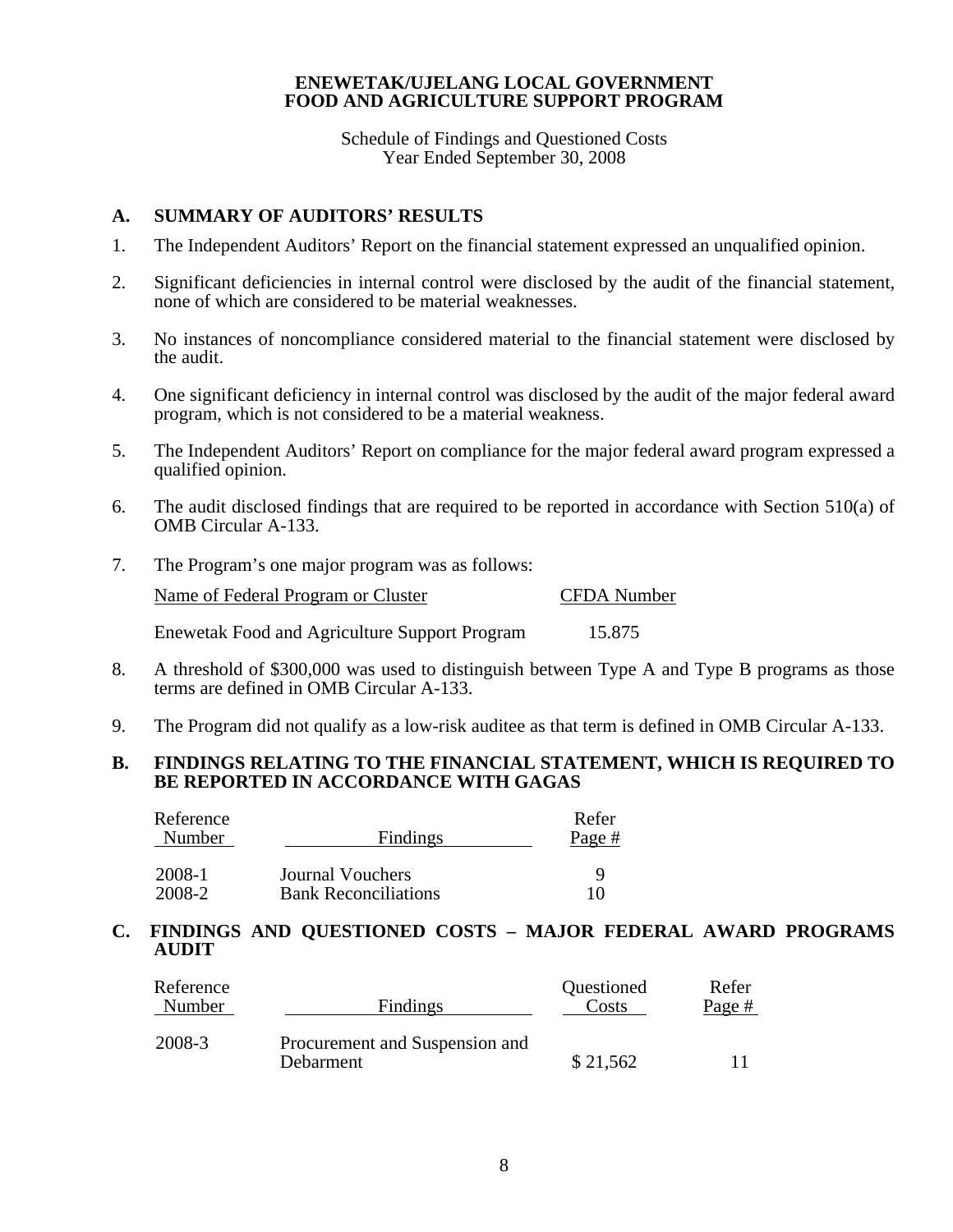**ENEWETAK/UJELANG LOCAL GOVERNMENT**
**FOOD AND AGRICULTURE SUPPORT PROGRAM**

Schedule of Findings and Questioned Costs
Year Ended September 30, 2008

## A. SUMMARY OF AUDITORS' RESULTS

1. The Independent Auditors' Report on the financial statement expressed an unqualified opinion.

2. Significant deficiencies in internal control were disclosed by the audit of the financial statement, none of which are considered to be material weaknesses.

3. No instances of noncompliance considered material to the financial statement were disclosed by the audit.

4. One significant deficiency in internal control was disclosed by the audit of the major federal award program, which is not considered to be a material weakness.

5. The Independent Auditors' Report on compliance for the major federal award program expressed a qualified opinion.

6. The audit disclosed findings that are required to be reported in accordance with Section 510(a) of OMB Circular A-133.

7. The Program's one major program was as follows:

| Name of Federal Program or Cluster | CFDA Number |
|---|---|
| Enewetak Food and Agriculture Support Program | 15.875 |

8. A threshold of $300,000 was used to distinguish between Type A and Type B programs as those terms are defined in OMB Circular A-133.

9. The Program did not qualify as a low-risk auditee as that term is defined in OMB Circular A-133.

## B. FINDINGS RELATING TO THE FINANCIAL STATEMENT, WHICH IS REQUIRED TO BE REPORTED IN ACCORDANCE WITH GAGAS

| Reference Number | Findings | Refer Page # |
|---|---|---|
| 2008-1 | Journal Vouchers | 9 |
| 2008-2 | Bank Reconciliations | 10 |

## C. FINDINGS AND QUESTIONED COSTS – MAJOR FEDERAL AWARD PROGRAMS AUDIT

| Reference Number | Findings | Questioned Costs | Refer Page # |
|---|---|---|---|
| 2008-3 | Procurement and Suspension and Debarment | $ 21,562 | 11 |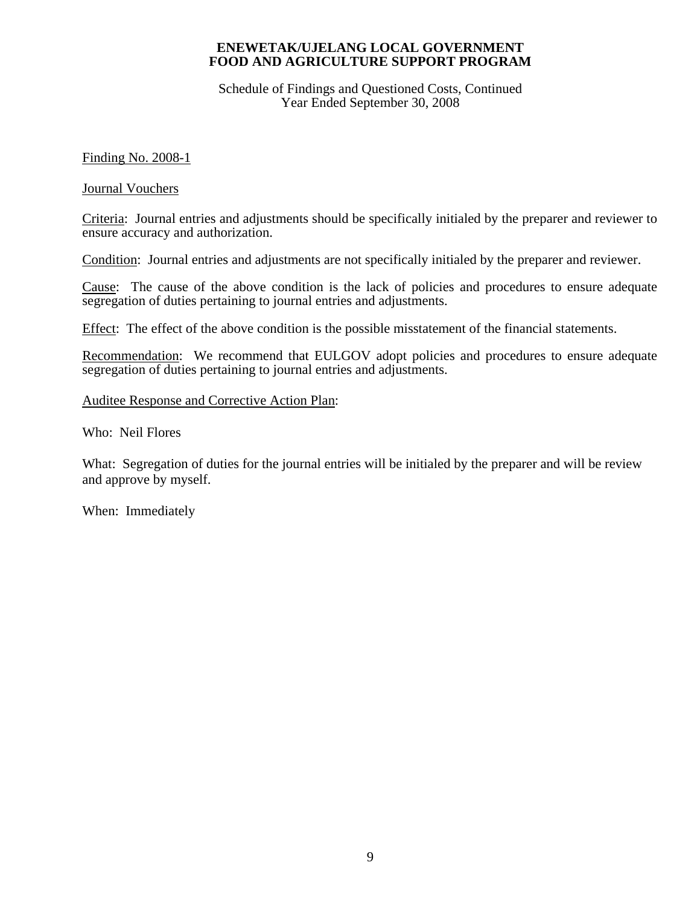# ENEWETAK/UJELANG LOCAL GOVERNMENT
# FOOD AND AGRICULTURE SUPPORT PROGRAM

Schedule of Findings and Questioned Costs, Continued
Year Ended September 30, 2008

Finding No. 2008-1

Journal Vouchers

Criteria: Journal entries and adjustments should be specifically initialed by the preparer and reviewer to ensure accuracy and authorization.

Condition: Journal entries and adjustments are not specifically initialed by the preparer and reviewer.

Cause: The cause of the above condition is the lack of policies and procedures to ensure adequate segregation of duties pertaining to journal entries and adjustments.

Effect: The effect of the above condition is the possible misstatement of the financial statements.

Recommendation: We recommend that EULGOV adopt policies and procedures to ensure adequate segregation of duties pertaining to journal entries and adjustments.

Auditee Response and Corrective Action Plan:

Who: Neil Flores

What: Segregation of duties for the journal entries will be initialed by the preparer and will be review and approve by myself.

When: Immediately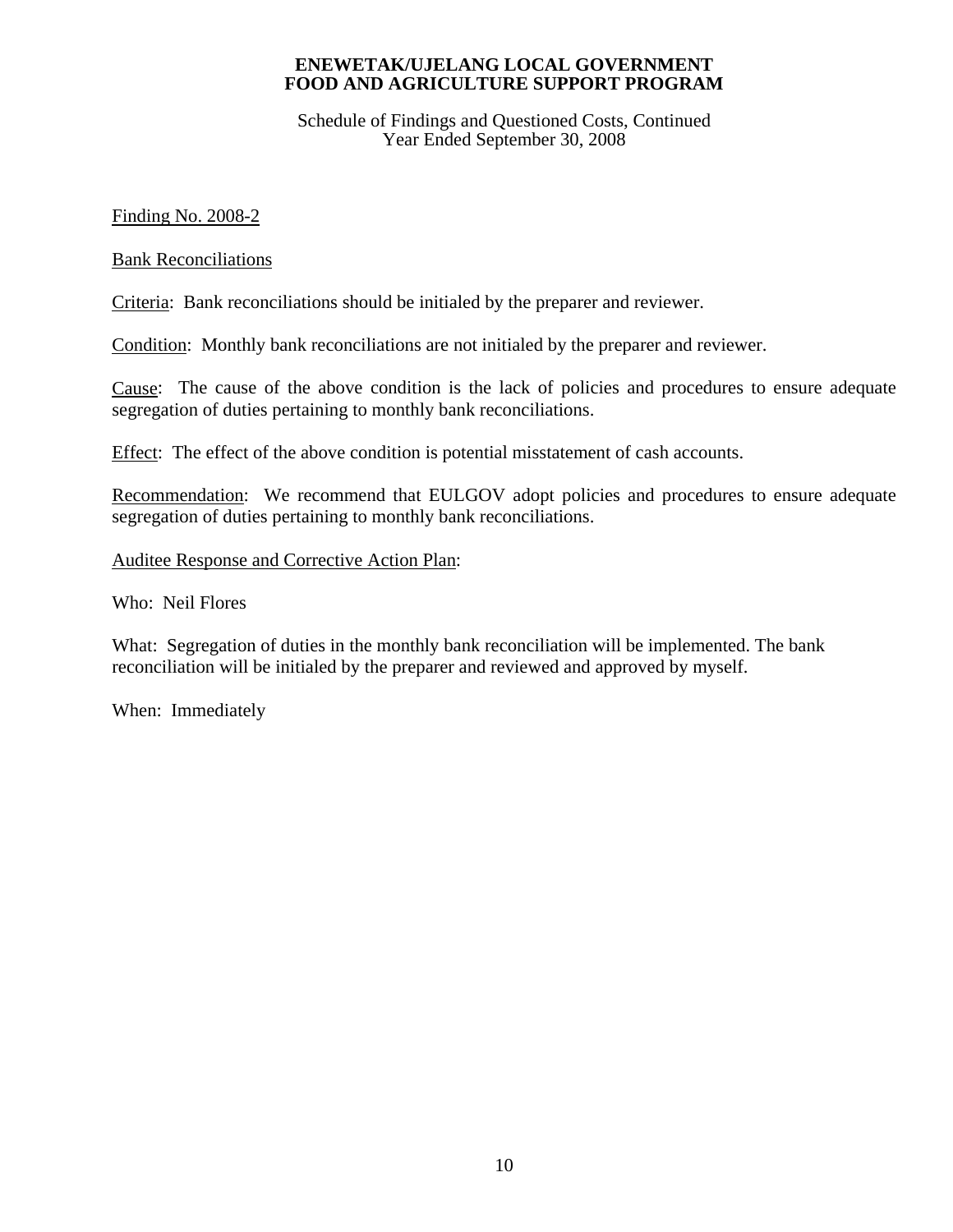**ENEWETAK/UJELANG LOCAL GOVERNMENT**
**FOOD AND AGRICULTURE SUPPORT PROGRAM**

Schedule of Findings and Questioned Costs, Continued
Year Ended September 30, 2008

Finding No. 2008-2

Bank Reconciliations

Criteria: Bank reconciliations should be initialed by the preparer and reviewer.

Condition: Monthly bank reconciliations are not initialed by the preparer and reviewer.

Cause: The cause of the above condition is the lack of policies and procedures to ensure adequate segregation of duties pertaining to monthly bank reconciliations.

Effect: The effect of the above condition is potential misstatement of cash accounts.

Recommendation: We recommend that EULGOV adopt policies and procedures to ensure adequate segregation of duties pertaining to monthly bank reconciliations.

Auditee Response and Corrective Action Plan:

Who: Neil Flores

What: Segregation of duties in the monthly bank reconciliation will be implemented. The bank reconciliation will be initialed by the preparer and reviewed and approved by myself.

When: Immediately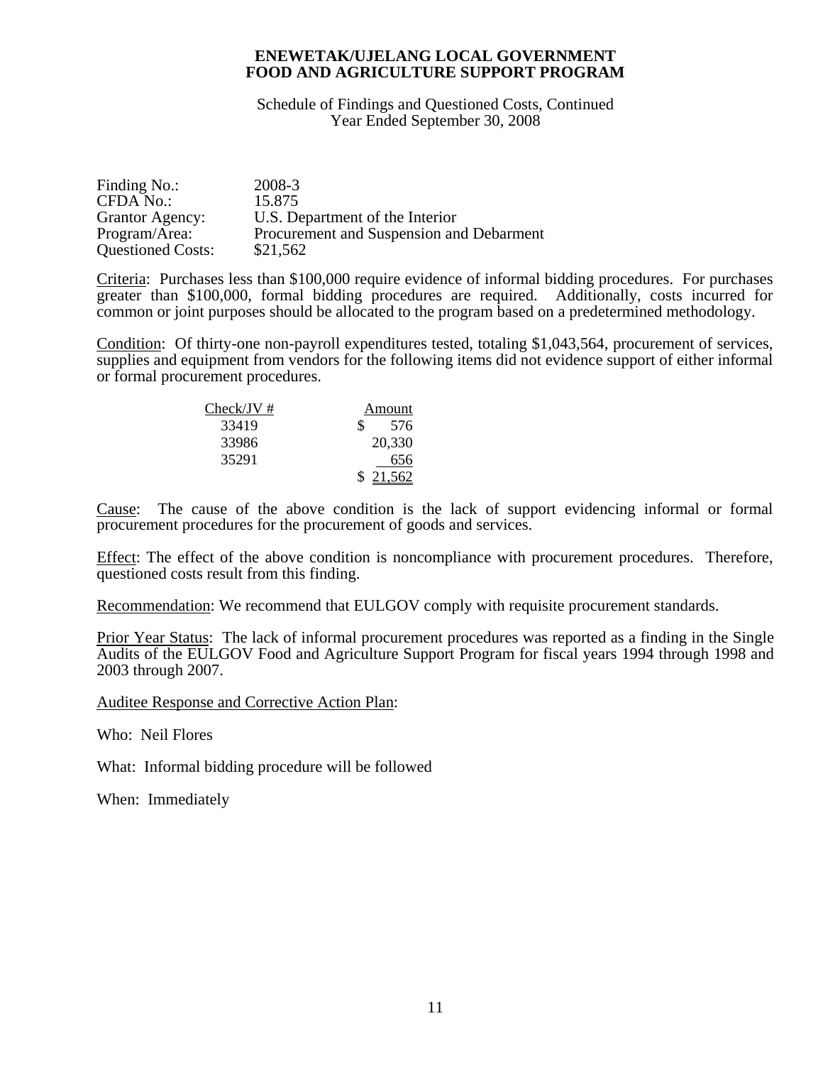**ENEWETAK/UJELANG LOCAL GOVERNMENT**
**FOOD AND AGRICULTURE SUPPORT PROGRAM**

Schedule of Findings and Questioned Costs, Continued
Year Ended September 30, 2008

Finding No.: 2008-3
CFDA No.: 15.875
Grantor Agency: U.S. Department of the Interior
Program/Area: Procurement and Suspension and Debarment
Questioned Costs: $21,562

Criteria: Purchases less than $100,000 require evidence of informal bidding procedures. For purchases greater than $100,000, formal bidding procedures are required. Additionally, costs incurred for common or joint purposes should be allocated to the program based on a predetermined methodology.

Condition: Of thirty-one non-payroll expenditures tested, totaling $1,043,564, procurement of services, supplies and equipment from vendors for the following items did not evidence support of either informal or formal procurement procedures.

| Check/JV # | Amount |
|---|---|
| 33419 | $ 576 |
| 33986 | 20,330 |
| 35291 | 656 |
| | $ 21,562 |

Cause: The cause of the above condition is the lack of support evidencing informal or formal procurement procedures for the procurement of goods and services.

Effect: The effect of the above condition is noncompliance with procurement procedures. Therefore, questioned costs result from this finding.

Recommendation: We recommend that EULGOV comply with requisite procurement standards.

Prior Year Status: The lack of informal procurement procedures was reported as a finding in the Single Audits of the EULGOV Food and Agriculture Support Program for fiscal years 1994 through 1998 and 2003 through 2007.

Auditee Response and Corrective Action Plan:

Who: Neil Flores

What: Informal bidding procedure will be followed

When: Immediately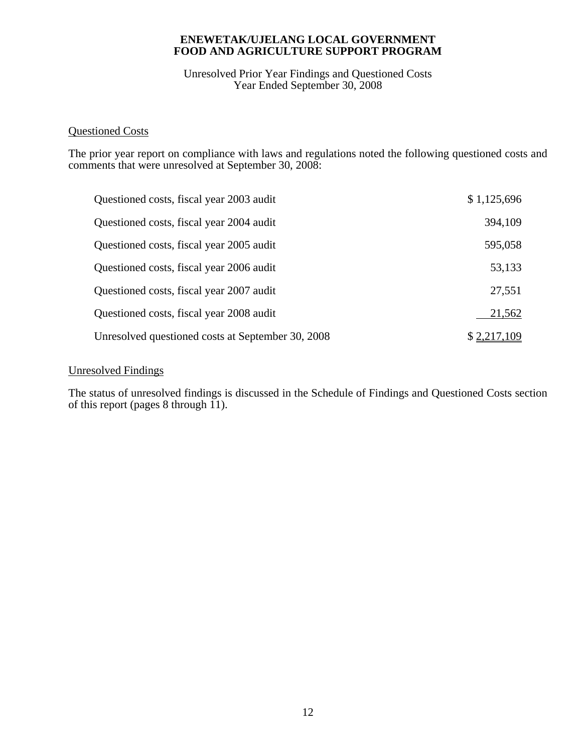**ENEWETAK/UJELANG LOCAL GOVERNMENT**
**FOOD AND AGRICULTURE SUPPORT PROGRAM**

Unresolved Prior Year Findings and Questioned Costs
Year Ended September 30, 2008

## Questioned Costs

The prior year report on compliance with laws and regulations noted the following questioned costs and comments that were unresolved at September 30, 2008:

| | |
|---|---|
| Questioned costs, fiscal year 2003 audit | $ 1,125,696 |
| Questioned costs, fiscal year 2004 audit | 394,109 |
| Questioned costs, fiscal year 2005 audit | 595,058 |
| Questioned costs, fiscal year 2006 audit | 53,133 |
| Questioned costs, fiscal year 2007 audit | 27,551 |
| Questioned costs, fiscal year 2008 audit | 21,562 |
| Unresolved questioned costs at September 30, 2008 | $ 2,217,109 |

## Unresolved Findings

The status of unresolved findings is discussed in the Schedule of Findings and Questioned Costs section of this report (pages 8 through 11).